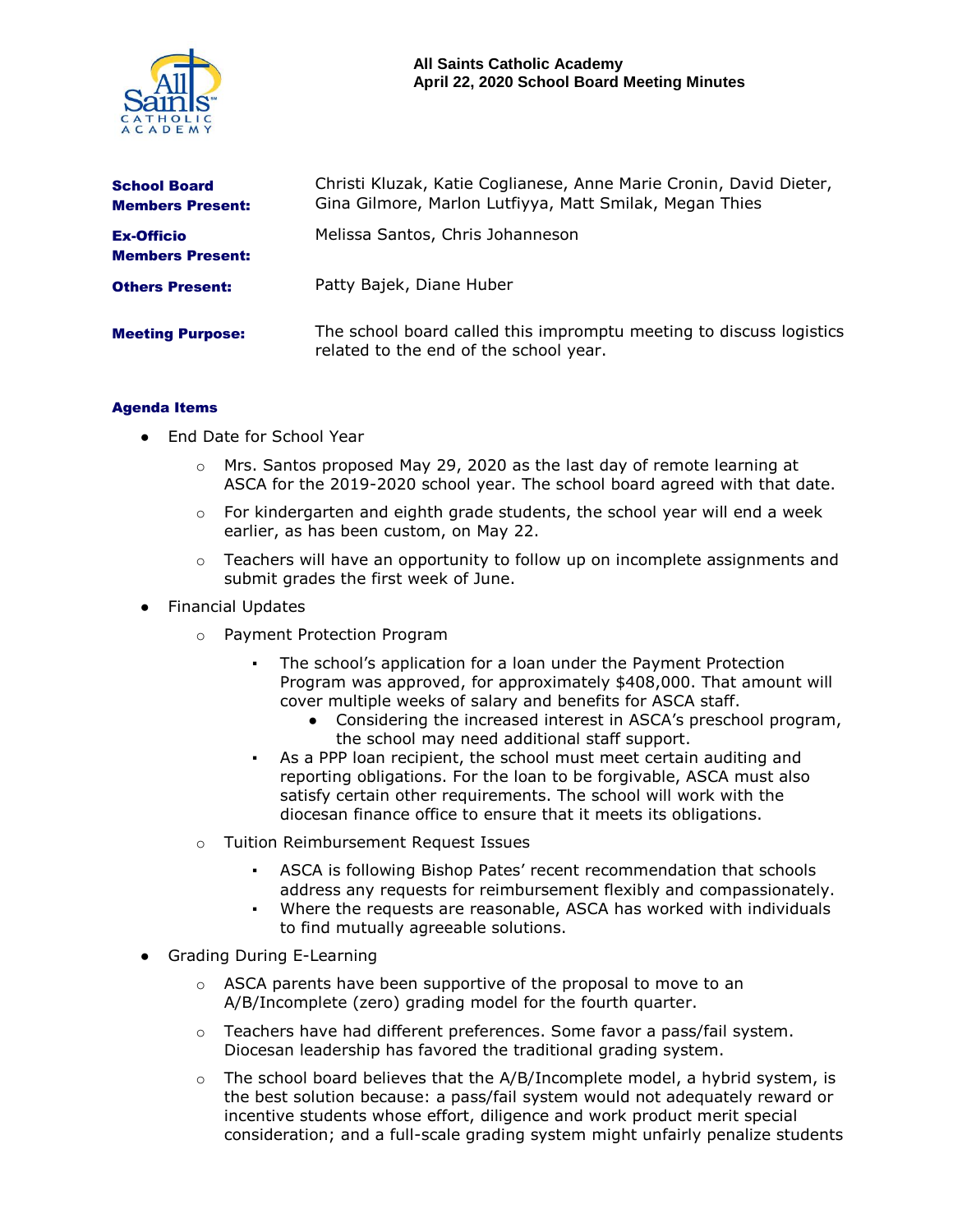**All Saints Catholic Academy**
**April 22, 2020 School Board Meeting Minutes**

| | |
|---|---|
| **School Board Members Present:** | Christi Kluzak, Katie Coglianese, Anne Marie Cronin, David Dieter, Gina Gilmore, Marlon Lutfiyya, Matt Smilak, Megan Thies |
| **Ex-Officio Members Present:** | Melissa Santos, Chris Johanneson |
| **Others Present:** | Patty Bajek, Diane Huber |
| **Meeting Purpose:** | The school board called this impromptu meeting to discuss logistics related to the end of the school year. |

**Agenda Items**

- End Date for School Year
  - Mrs. Santos proposed May 29, 2020 as the last day of remote learning at ASCA for the 2019-2020 school year. The school board agreed with that date.
  - For kindergarten and eighth grade students, the school year will end a week earlier, as has been custom, on May 22.
  - Teachers will have an opportunity to follow up on incomplete assignments and submit grades the first week of June.
- Financial Updates
  - Payment Protection Program
    - The school's application for a loan under the Payment Protection Program was approved, for approximately $408,000. That amount will cover multiple weeks of salary and benefits for ASCA staff.
      - Considering the increased interest in ASCA's preschool program, the school may need additional staff support.
    - As a PPP loan recipient, the school must meet certain auditing and reporting obligations. For the loan to be forgivable, ASCA must also satisfy certain other requirements. The school will work with the diocesan finance office to ensure that it meets its obligations.
  - Tuition Reimbursement Request Issues
    - ASCA is following Bishop Pates' recent recommendation that schools address any requests for reimbursement flexibly and compassionately.
    - Where the requests are reasonable, ASCA has worked with individuals to find mutually agreeable solutions.
- Grading During E-Learning
  - ASCA parents have been supportive of the proposal to move to an A/B/Incomplete (zero) grading model for the fourth quarter.
  - Teachers have had different preferences. Some favor a pass/fail system. Diocesan leadership has favored the traditional grading system.
  - The school board believes that the A/B/Incomplete model, a hybrid system, is the best solution because: a pass/fail system would not adequately reward or incentive students whose effort, diligence and work product merit special consideration; and a full-scale grading system might unfairly penalize students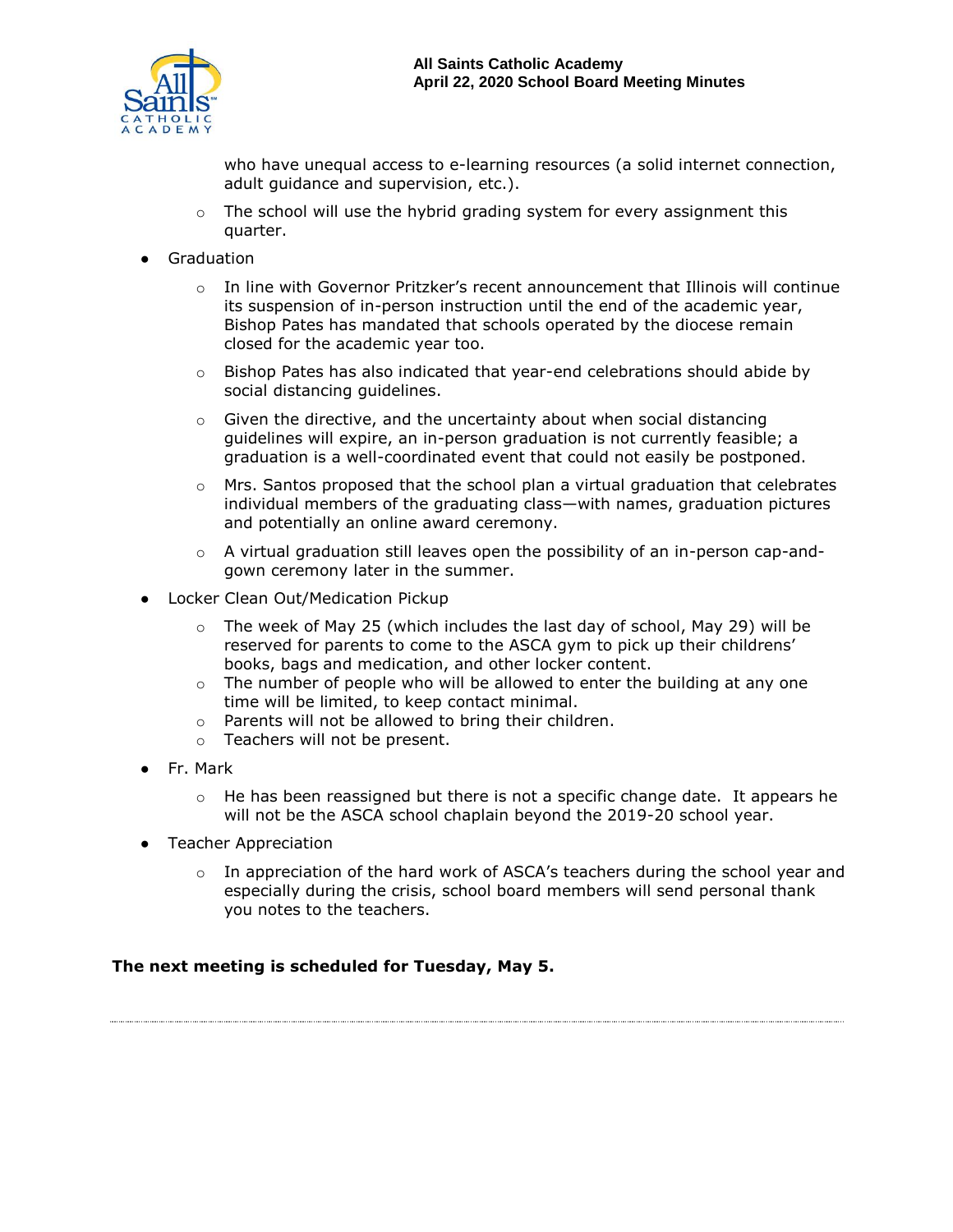who have unequal access to e-learning resources (a solid internet connection, adult guidance and supervision, etc.).

  - The school will use the hybrid grading system for every assignment this quarter.

- Graduation
  - In line with Governor Pritzker's recent announcement that Illinois will continue its suspension of in-person instruction until the end of the academic year, Bishop Pates has mandated that schools operated by the diocese remain closed for the academic year too.
  - Bishop Pates has also indicated that year-end celebrations should abide by social distancing guidelines.
  - Given the directive, and the uncertainty about when social distancing guidelines will expire, an in-person graduation is not currently feasible; a graduation is a well-coordinated event that could not easily be postponed.
  - Mrs. Santos proposed that the school plan a virtual graduation that celebrates individual members of the graduating class—with names, graduation pictures and potentially an online award ceremony.
  - A virtual graduation still leaves open the possibility of an in-person cap-and-gown ceremony later in the summer.
- Locker Clean Out/Medication Pickup
  - The week of May 25 (which includes the last day of school, May 29) will be reserved for parents to come to the ASCA gym to pick up their childrens' books, bags and medication, and other locker content.
  - The number of people who will be allowed to enter the building at any one time will be limited, to keep contact minimal.
  - Parents will not be allowed to bring their children.
  - Teachers will not be present.
- Fr. Mark
  - He has been reassigned but there is not a specific change date. It appears he will not be the ASCA school chaplain beyond the 2019-20 school year.
- Teacher Appreciation
  - In appreciation of the hard work of ASCA's teachers during the school year and especially during the crisis, school board members will send personal thank you notes to the teachers.

**The next meeting is scheduled for Tuesday, May 5.**